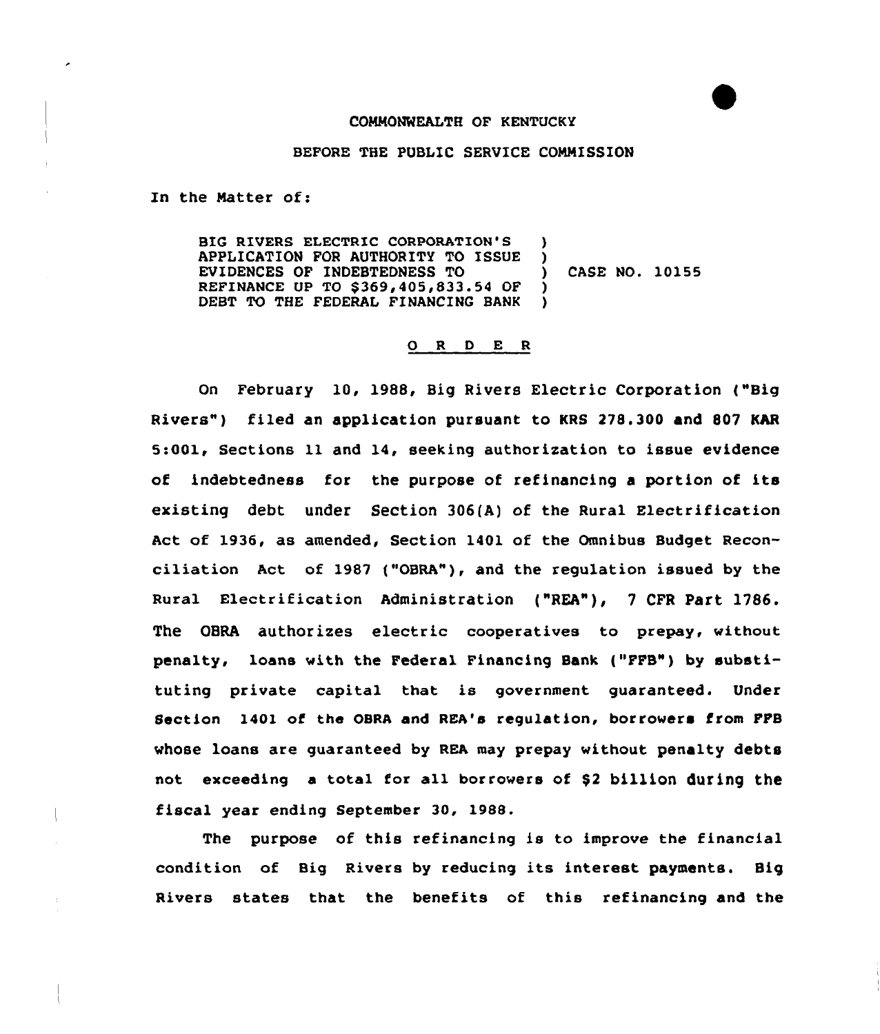COMMONWEALTH OF KENTUCKY

BEFORE THE PUBLIC SERVICE COMMISSION

In the Matter of:

BIG RIVERS ELECTRIC CORPORATION'S APPLICATION FOR AUTHORITY TO ISSUE EVIDENCES OF INDEBTEDNESS TO REFINANCE UP TO $369,405,833.54 OF DEBT TO THE FEDERAL FINANCING BANK ) CASE NO. 10155

## O R D E R

On February 10, 1988, Big Rivers Electric Corporation ("Big Rivers") filed an application pursuant to KRS 278.300 and 807 KAR 5:001, Sections 11 and 14, seeking authorization to issue evidence of indebtedness for the purpose of refinancing a portion of its existing debt under Section 306(A) of the Rural Electrification Act of 1936, as amended, Section 1401 of the Omnibus Budget Reconciliation Act of 1987 ("OBRA"), and the regulation issued by the Rural Electrification Administration ("REA"), 7 CFR Part 1786. The OBRA authorizes electric cooperatives to prepay, without penalty, loans with the Federal Financing Bank ("FFB") by substituting private capital that is government guaranteed. Under Section 1401 of the OBRA and REA's regulation, borrowers from FFB whose loans are guaranteed by REA may prepay without penalty debts not exceeding a total for all borrowers of $2 billion during the fiscal year ending September 30, 1988.

The purpose of this refinancing is to improve the financial condition of Big Rivers by reducing its interest payments. Big Rivers states that the benefits of this refinancing and the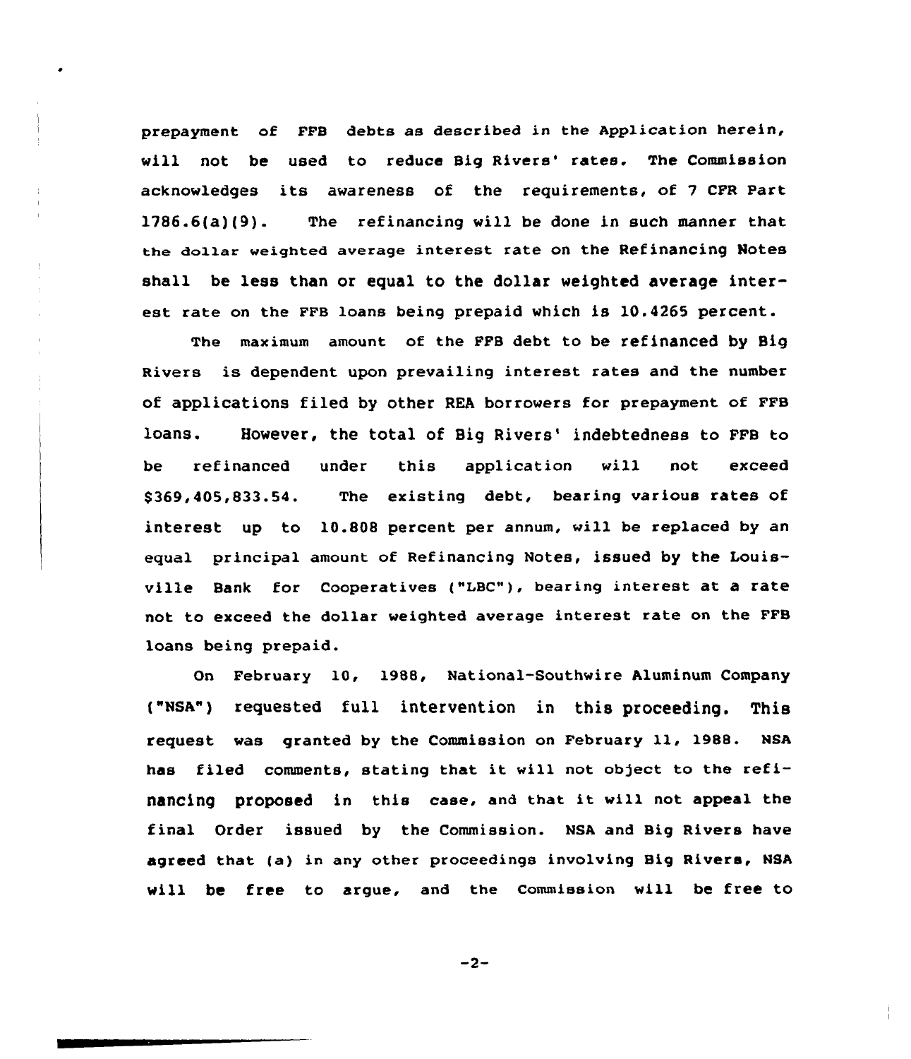prepayment of FFB debts as described in the Application herein, will not be used to reduce Big Rivers' rates. The Commission acknowledges its awareness of the requirements, of 7 CFR Part 1786.6(a)(9). The refinancing will be done in such manner that the dollar weighted average interest rate on the Refinancing Notes shall be less than or equal to the dollar weighted average interest rate on the FFB loans being prepaid which is 10.4265 percent.

The maximum amount of the FFB debt to be refinanced by Big Rivers is dependent upon prevailing interest rates and the number of applications filed by other REA borrowers for prepayment of FFB loans. However, the total of Big Rivers' indebtedness to FFB to be refinanced under this application will not exceed $369,405,833.54. The existing debt, bearing various rates of interest up to 10.808 percent per annum, will be replaced by an equal principal amount of Refinancing Notes, issued by the Louisville Bank for Cooperatives ("LBC"), bearing interest at a rate not to exceed the dollar weighted average interest rate on the FFB loans being prepaid.

On February 10, 1988, National-Southwire Aluminum Company ("NSA") requested full intervention in this proceeding. This request was granted by the Commission on February 11, 1988. NSA has filed comments, stating that it will not object to the refinancing proposed in this case, and that it will not appeal the final Order issued by the Commission. NSA and Big Rivers have agreed that (a) in any other proceedings involving Big Rivers, NSA will be free to argue, and the Commission will be free to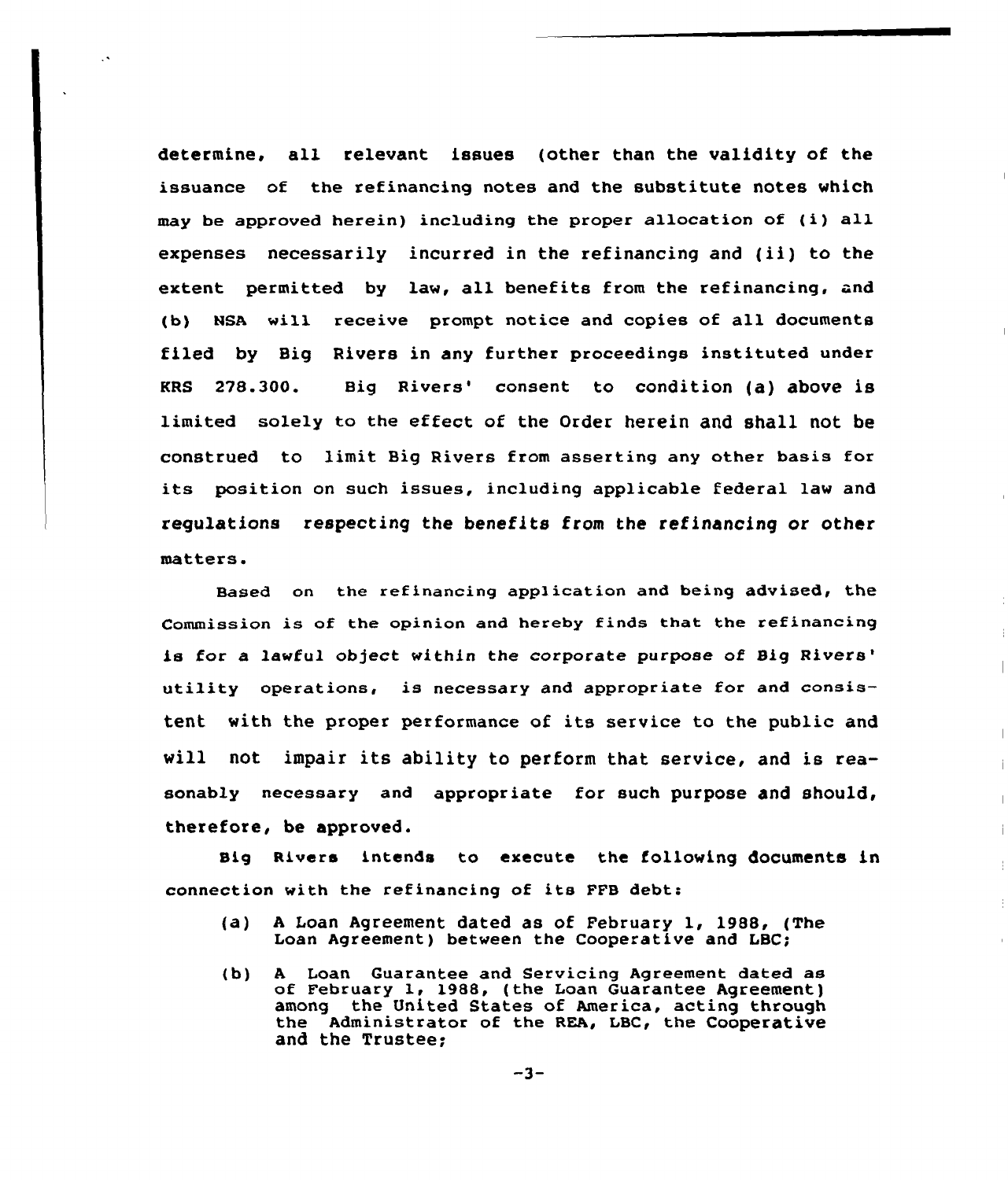determine, all relevant issues (other than the validity of the issuance of the refinancing notes and the substitute notes which may be approved herein) including the proper allocation of (i) all expenses necessarily incurred in the refinancing and (ii) to the extent permitted by law, all benefits from the refinancing, and (b) NSA will receive prompt notice and copies of all documents filed by Big Rivers in any further proceedings instituted under KRS 278.300. Big Rivers' consent to condition (a) above is limited solely to the effect of the Order herein and shall not be construed to limit Big Rivers from asserting any other basis for its position on such issues, including applicable federal law and regulations respecting the benefits from the refinancing or other matters.

Based on the refinancing application and being advised, the Commission is of the opinion and hereby finds that the refinancing is for a lawful object within the corporate purpose of Big Rivers' utility operations, is necessary and appropriate for and consistent with the proper performance of its service to the public and will not impair its ability to perform that service, and is reasonably necessary and appropriate for such purpose and should, therefore, be approved.

Big Rivers intends to execute the following documents in connection with the refinancing of its FFB debt:

(a) A Loan Agreement dated as of February 1, 1988, (The Loan Agreement) between the Cooperative and LBC;

(b) A Loan Guarantee and Servicing Agreement dated as of February 1, 1988, (the Loan Guarantee Agreement) among the United States of America, acting through the Administrator of the REA, LBC, the Cooperative and the Trustee;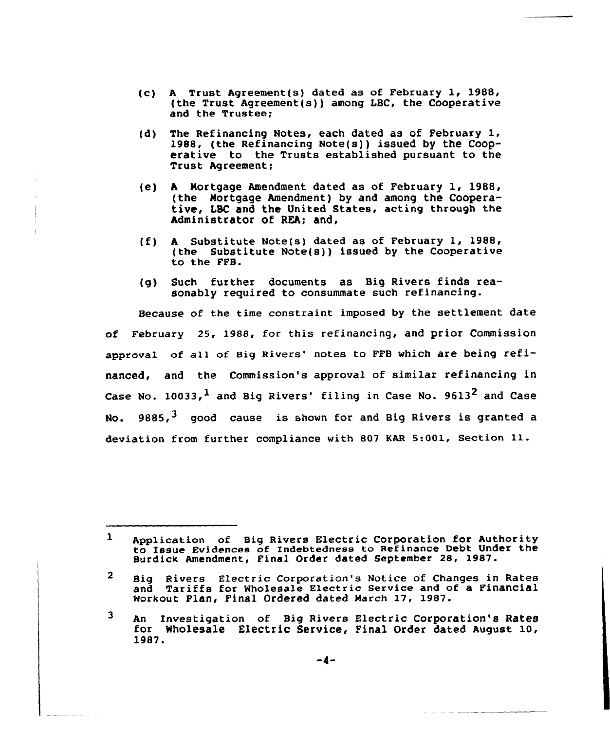(c) A Trust Agreement(s) dated as of February 1, 1988, (the Trust Agreement(s)) among LBC, the Cooperative and the Trustee;

(d) The Refinancing Notes, each dated as of February 1, 1988, (the Refinancing Note(s)) issued by the Cooperative to the Trusts established pursuant to the Trust Agreement;

(e) A Mortgage Amendment dated as of February 1, 1988, (the Mortgage Amendment) by and among the Cooperative, LBC and the United States, acting through the Administrator of REA; and,

(f) A Substitute Note(s) dated as of February 1, 1988, (the Substitute Note(s)) issued by the Cooperative to the FFB.

(g) Such further documents as Big Rivers finds reasonably required to consummate such refinancing.

Because of the time constraint imposed by the settlement date of February 25, 1988, for this refinancing, and prior Commission approval of all of Big Rivers' notes to FFB which are being refinanced, and the Commission's approval of similar refinancing in Case No. 10033,[1] and Big Rivers' filing in Case No. 9613[2] and Case No. 9885,[3] good cause is shown for and Big Rivers is granted a deviation from further compliance with 807 KAR 5:001, Section 11.

---

[1] Application of Big Rivers Electric Corporation for Authority to Issue Evidences of Indebtedness to Refinance Debt Under the Burdick Amendment, Final Order dated September 28, 1987.

[2] Big Rivers Electric Corporation's Notice of Changes in Rates and Tariffs for Wholesale Electric Service and of a Financial Workout Plan, Final Ordered dated March 17, 1987.

[3] An Investigation of Big Rivers Electric Corporation's Rates for Wholesale Electric Service, Final Order dated August 10, 1987.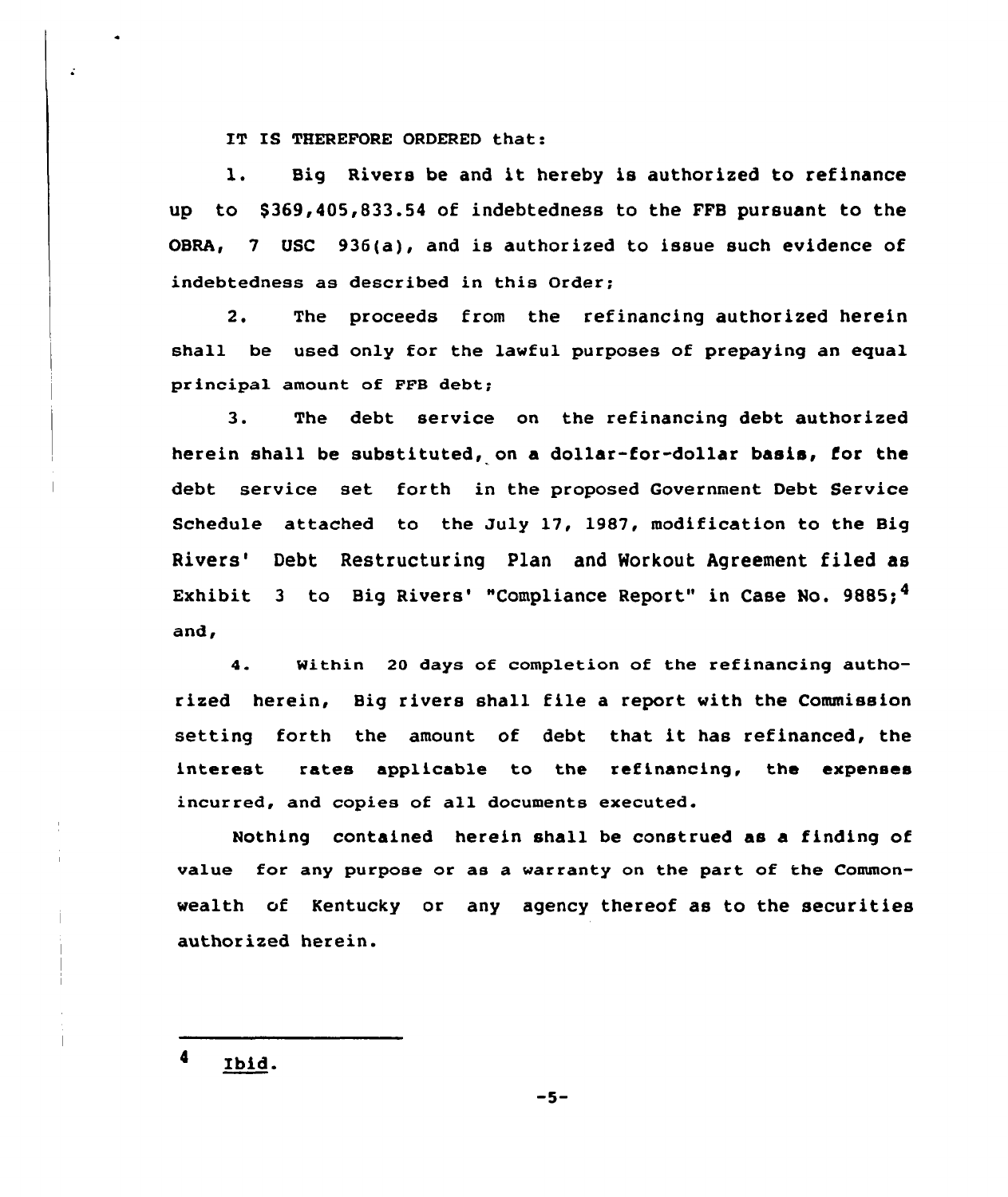IT IS THEREFORE ORDERED that:

1. Big Rivers be and it hereby is authorized to refinance up to $369,405,833.54 of indebtedness to the FFB pursuant to the OBRA, 7 USC 936(a), and is authorized to issue such evidence of indebtedness as described in this Order;

2. The proceeds from the refinancing authorized herein shall be used only for the lawful purposes of prepaying an equal principal amount of FFB debt;

3. The debt service on the refinancing debt authorized herein shall be substituted, on a dollar-for-dollar basis, for the debt service set forth in the proposed Government Debt Service Schedule attached to the July 17, 1987, modification to the Big Rivers' Debt Restructuring Plan and Workout Agreement filed as Exhibit 3 to Big Rivers' "Compliance Report" in Case No. 9885;[4] and,

4. Within 20 days of completion of the refinancing authorized herein, Big rivers shall file a report with the Commission setting forth the amount of debt that it has refinanced, the interest rates applicable to the refinancing, the expenses incurred, and copies of all documents executed.

Nothing contained herein shall be construed as a finding of value for any purpose or as a warranty on the part of the Commonwealth of Kentucky or any agency thereof as to the securities authorized herein.

---

[4] Ibid.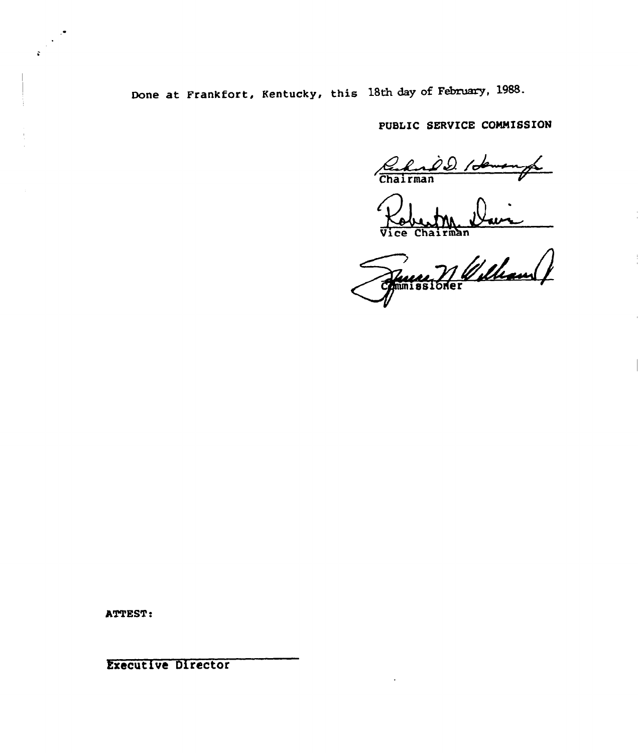Done at Frankfort, Kentucky, this 18th day of February, 1988.

PUBLIC SERVICE COMMISSION

Chairman

Vice Chairman

Commissioner

ATTEST:

Executive Director